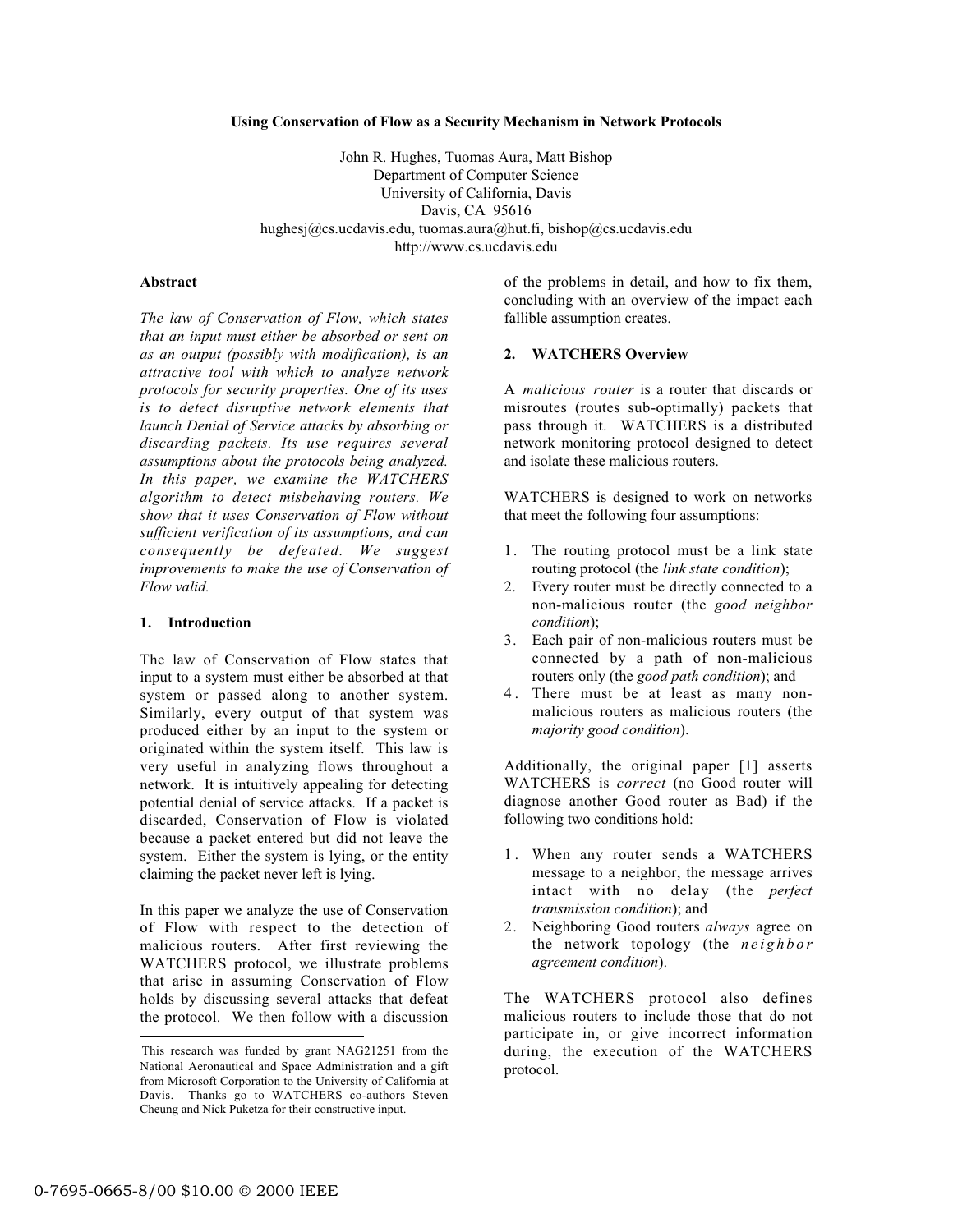# Using Conservation of Flow as a Security Mechanism in Network Protocols

John R. Hughes, Tuomas Aura, Matt Bishop
Department of Computer Science
University of California, Davis
Davis, CA 95616
hughesj@cs.ucdavis.edu, tuomas.aura@hut.fi, bishop@cs.ucdavis.edu
http://www.cs.ucdavis.edu

## Abstract

*The law of Conservation of Flow, which states that an input must either be absorbed or sent on as an output (possibly with modification), is an attractive tool with which to analyze network protocols for security properties. One of its uses is to detect disruptive network elements that launch Denial of Service attacks by absorbing or discarding packets. Its use requires several assumptions about the protocols being analyzed. In this paper, we examine the WATCHERS algorithm to detect misbehaving routers. We show that it uses Conservation of Flow without sufficient verification of its assumptions, and can consequently be defeated. We suggest improvements to make the use of Conservation of Flow valid.*

## 1. Introduction

The law of Conservation of Flow states that input to a system must either be absorbed at that system or passed along to another system. Similarly, every output of that system was produced either by an input to the system or originated within the system itself. This law is very useful in analyzing flows throughout a network. It is intuitively appealing for detecting potential denial of service attacks. If a packet is discarded, Conservation of Flow is violated because a packet entered but did not leave the system. Either the system is lying, or the entity claiming the packet never left is lying.

In this paper we analyze the use of Conservation of Flow with respect to the detection of malicious routers. After first reviewing the WATCHERS protocol, we illustrate problems that arise in assuming Conservation of Flow holds by discussing several attacks that defeat the protocol. We then follow with a discussion of the problems in detail, and how to fix them, concluding with an overview of the impact each fallible assumption creates.

## 2. WATCHERS Overview

A *malicious router* is a router that discards or misroutes (routes sub-optimally) packets that pass through it. WATCHERS is a distributed network monitoring protocol designed to detect and isolate these malicious routers.

WATCHERS is designed to work on networks that meet the following four assumptions:

1. The routing protocol must be a link state routing protocol (the *link state condition*);
2. Every router must be directly connected to a non-malicious router (the *good neighbor condition*);
3. Each pair of non-malicious routers must be connected by a path of non-malicious routers only (the *good path condition*); and
4. There must be at least as many non-malicious routers as malicious routers (the *majority good condition*).

Additionally, the original paper [1] asserts WATCHERS is *correct* (no Good router will diagnose another Good router as Bad) if the following two conditions hold:

1. When any router sends a WATCHERS message to a neighbor, the message arrives intact with no delay (the *perfect transmission condition*); and
2. Neighboring Good routers *always* agree on the network topology (the *neighbor agreement condition*).

The WATCHERS protocol also defines malicious routers to include those that do not participate in, or give incorrect information during, the execution of the WATCHERS protocol.

---

This research was funded by grant NAG21251 from the National Aeronautical and Space Administration and a gift from Microsoft Corporation to the University of California at Davis. Thanks go to WATCHERS co-authors Steven Cheung and Nick Puketza for their constructive input.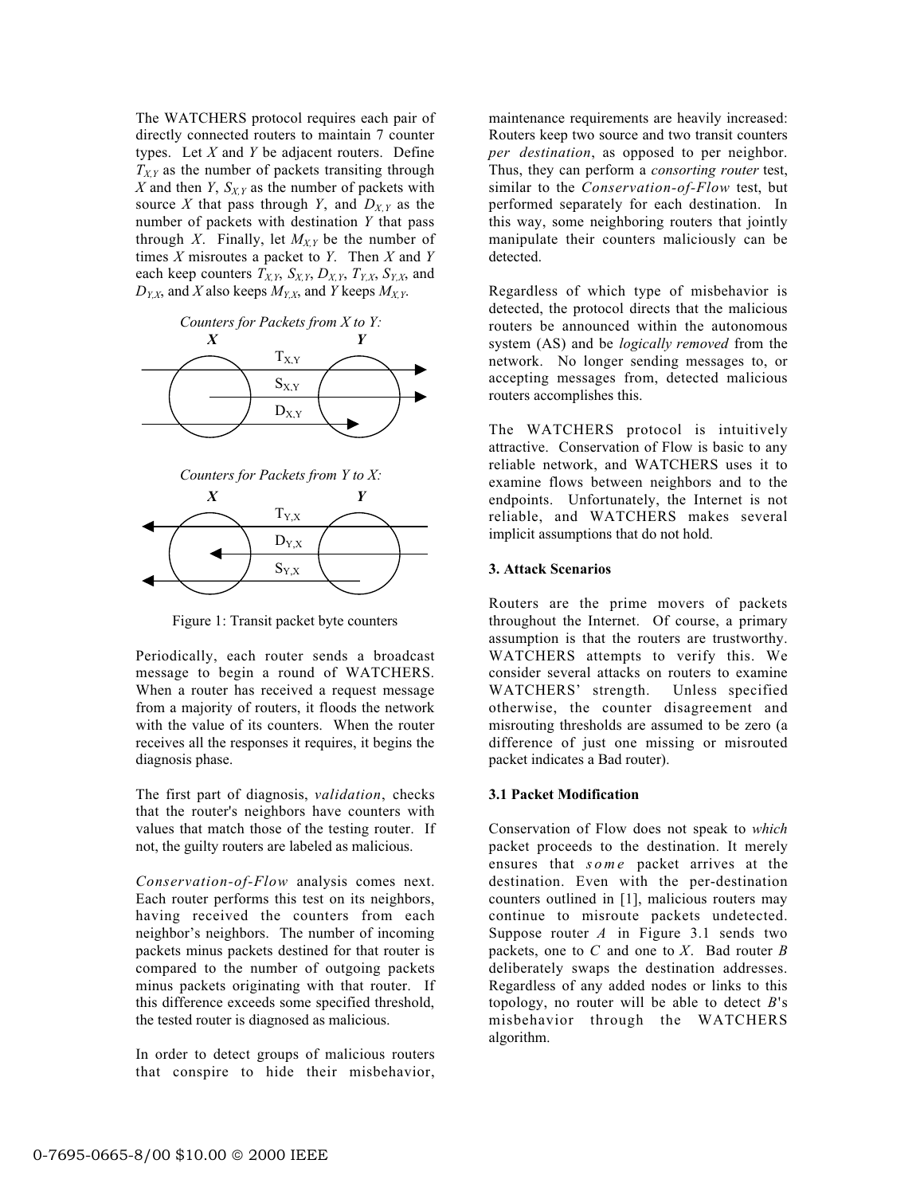The WATCHERS protocol requires each pair of directly connected routers to maintain 7 counter types. Let *X* and *Y* be adjacent routers. Define $T_{X,Y}$ as the number of packets transiting through *X* and then *Y*, $S_{X,Y}$ as the number of packets with source *X* that pass through *Y*, and $D_{X,Y}$ as the number of packets with destination *Y* that pass through *X*. Finally, let $M_{X,Y}$ be the number of times *X* misroutes a packet to *Y*. Then *X* and *Y* each keep counters $T_{X,Y}$, $S_{X,Y}$, $D_{X,Y}$, $T_{Y,X}$, $S_{Y,X}$, and $D_{Y,X}$, and *X* also keeps $M_{X,Y}$, and *Y* keeps $M_{X,Y}$.

*Counters for Packets from X to Y:*

**X** **Y**

$T_{X,Y}$

$S_{X,Y}$

$D_{X,Y}$

*Counters for Packets from Y to X:*

**X** **Y**

$T_{Y,X}$

$D_{Y,X}$

$S_{Y,X}$

Figure 1: Transit packet byte counters

Periodically, each router sends a broadcast message to begin a round of WATCHERS. When a router has received a request message from a majority of routers, it floods the network with the value of its counters. When the router receives all the responses it requires, it begins the diagnosis phase.

The first part of diagnosis, *validation*, checks that the router's neighbors have counters with values that match those of the testing router. If not, the guilty routers are labeled as malicious.

*Conservation-of-Flow* analysis comes next. Each router performs this test on its neighbors, having received the counters from each neighbor's neighbors. The number of incoming packets minus packets destined for that router is compared to the number of outgoing packets minus packets originating with that router. If this difference exceeds some specified threshold, the tested router is diagnosed as malicious.

In order to detect groups of malicious routers that conspire to hide their misbehavior, maintenance requirements are heavily increased: Routers keep two source and two transit counters *per destination*, as opposed to per neighbor. Thus, they can perform a *consorting router* test, similar to the *Conservation-of-Flow* test, but performed separately for each destination. In this way, some neighboring routers that jointly manipulate their counters maliciously can be detected.

Regardless of which type of misbehavior is detected, the protocol directs that the malicious routers be announced within the autonomous system (AS) and be *logically removed* from the network. No longer sending messages to, or accepting messages from, detected malicious routers accomplishes this.

The WATCHERS protocol is intuitively attractive. Conservation of Flow is basic to any reliable network, and WATCHERS uses it to examine flows between neighbors and to the endpoints. Unfortunately, the Internet is not reliable, and WATCHERS makes several implicit assumptions that do not hold.

## 3. Attack Scenarios

Routers are the prime movers of packets throughout the Internet. Of course, a primary assumption is that the routers are trustworthy. WATCHERS attempts to verify this. We consider several attacks on routers to examine WATCHERS' strength. Unless specified otherwise, the counter disagreement and misrouting thresholds are assumed to be zero (a difference of just one missing or misrouted packet indicates a Bad router).

### 3.1 Packet Modification

Conservation of Flow does not speak to *which* packet proceeds to the destination. It merely ensures that *some* packet arrives at the destination. Even with the per-destination counters outlined in [1], malicious routers may continue to misroute packets undetected. Suppose router *A* in Figure 3.1 sends two packets, one to *C* and one to *X*. Bad router *B* deliberately swaps the destination addresses. Regardless of any added nodes or links to this topology, no router will be able to detect *B*'s misbehavior through the WATCHERS algorithm.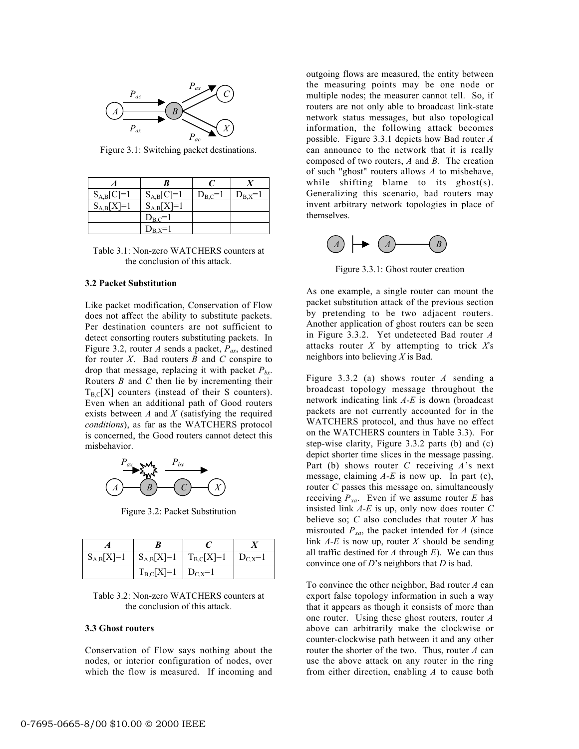Figure 3.1: Switching packet destinations.

| *A* | *B* | *C* | *X* |
|---|---|---|---|
| $S_{A,B}[C]=1$ | $S_{A,B}[C]=1$ | $D_{B,C}=1$ | $D_{B,X}=1$ |
| $S_{A,B}[X]=1$ | $S_{A,B}[X]=1$ | | |
| | $D_{B,C}=1$ | | |
| | $D_{B,X}=1$ | | |

Table 3.1: Non-zero WATCHERS counters at the conclusion of this attack.

### 3.2 Packet Substitution

Like packet modification, Conservation of Flow does not affect the ability to substitute packets. Per destination counters are not sufficient to detect consorting routers substituting packets. In Figure 3.2, router *A* sends a packet, $P_{ax}$, destined for router *X*. Bad routers *B* and *C* conspire to drop that message, replacing it with packet $P_{bx}$. Routers *B* and *C* then lie by incrementing their $T_{B,C}[X]$ counters (instead of their S counters). Even when an additional path of Good routers exists between *A* and *X* (satisfying the required *conditions*), as far as the WATCHERS protocol is concerned, the Good routers cannot detect this misbehavior.

Figure 3.2: Packet Substitution

| *A* | *B* | *C* | *X* |
|---|---|---|---|
| $S_{A,B}[X]=1$ | $S_{A,B}[X]=1$ | $T_{B,C}[X]=1$ | $D_{C,X}=1$ |
| | $T_{B,C}[X]=1$ | $D_{C,X}=1$ | |

Table 3.2: Non-zero WATCHERS counters at the conclusion of this attack.

### 3.3 Ghost routers

Conservation of Flow says nothing about the nodes, or interior configuration of nodes, over which the flow is measured. If incoming and outgoing flows are measured, the entity between the measuring points may be one node or multiple nodes; the measurer cannot tell. So, if routers are not only able to broadcast link-state network status messages, but also topological information, the following attack becomes possible. Figure 3.3.1 depicts how Bad router *A* can announce to the network that it is really composed of two routers, *A* and *B*. The creation of such "ghost" routers allows *A* to misbehave, while shifting blame to its ghost(s). Generalizing this scenario, bad routers may invent arbitrary network topologies in place of themselves.

Figure 3.3.1: Ghost router creation

As one example, a single router can mount the packet substitution attack of the previous section by pretending to be two adjacent routers. Another application of ghost routers can be seen in Figure 3.3.2. Yet undetected Bad router *A* attacks router *X* by attempting to trick *X*'s neighbors into believing *X* is Bad.

Figure 3.3.2 (a) shows router *A* sending a broadcast topology message throughout the network indicating link *A-E* is down (broadcast packets are not currently accounted for in the WATCHERS protocol, and thus have no effect on the WATCHERS counters in Table 3.3). For step-wise clarity, Figure 3.3.2 parts (b) and (c) depict shorter time slices in the message passing. Part (b) shows router *C* receiving *A*'s next message, claiming *A-E* is now up. In part (c), router *C* passes this message on, simultaneously receiving $P_{xa}$. Even if we assume router *E* has insisted link *A-E* is up, only now does router *C* believe so; *C* also concludes that router *X* has misrouted $P_{xa}$, the packet intended for *A* (since link *A-E* is now up, router *X* should be sending all traffic destined for *A* through *E*). We can thus convince one of *D*'s neighbors that *D* is bad.

To convince the other neighbor, Bad router *A* can export false topology information in such a way that it appears as though it consists of more than one router. Using these ghost routers, router *A* above can arbitrarily make the clockwise or counter-clockwise path between it and any other router the shorter of the two. Thus, router *A* can use the above attack on any router in the ring from either direction, enabling *A* to cause both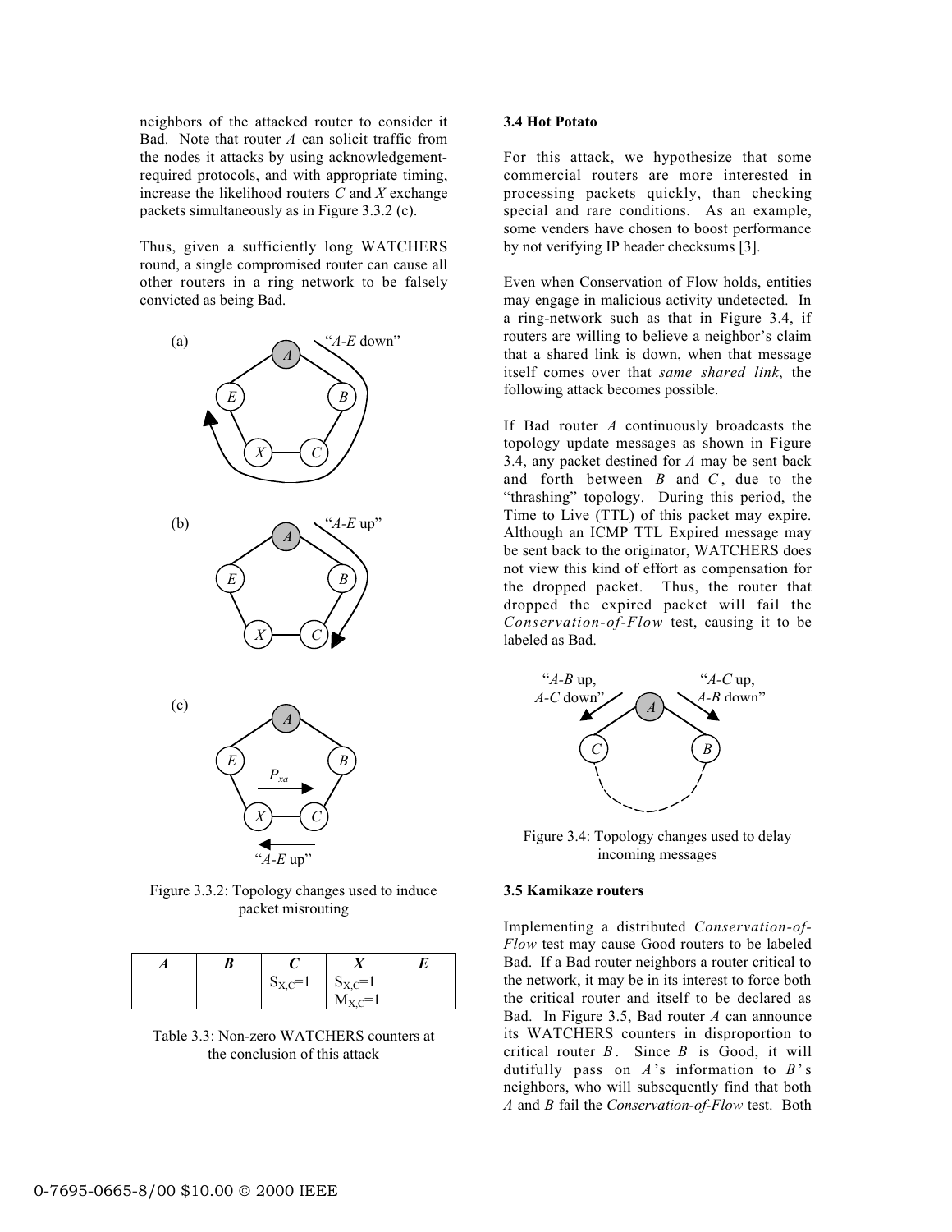neighbors of the attacked router to consider it Bad. Note that router *A* can solicit traffic from the nodes it attacks by using acknowledgement-required protocols, and with appropriate timing, increase the likelihood routers *C* and *X* exchange packets simultaneously as in Figure 3.3.2 (c).

Thus, given a sufficiently long WATCHERS round, a single compromised router can cause all other routers in a ring network to be falsely convicted as being Bad.

Figure 3.3.2: Topology changes used to induce packet misrouting

| *A* | *B* | *C* | *X* | *E* |
|---|---|---|---|---|
| | | $S_{X,C}$=1 | $S_{X,C}$=1 $M_{X,C}$=1 | |

Table 3.3: Non-zero WATCHERS counters at the conclusion of this attack

### 3.4 Hot Potato

For this attack, we hypothesize that some commercial routers are more interested in processing packets quickly, than checking special and rare conditions. As an example, some venders have chosen to boost performance by not verifying IP header checksums [3].

Even when Conservation of Flow holds, entities may engage in malicious activity undetected. In a ring-network such as that in Figure 3.4, if routers are willing to believe a neighbor's claim that a shared link is down, when that message itself comes over that *same shared link*, the following attack becomes possible.

If Bad router *A* continuously broadcasts the topology update messages as shown in Figure 3.4, any packet destined for *A* may be sent back and forth between *B* and *C*, due to the "thrashing" topology. During this period, the Time to Live (TTL) of this packet may expire. Although an ICMP TTL Expired message may be sent back to the originator, WATCHERS does not view this kind of effort as compensation for the dropped packet. Thus, the router that dropped the expired packet will fail the *Conservation-of-Flow* test, causing it to be labeled as Bad.

Figure 3.4: Topology changes used to delay incoming messages

### 3.5 Kamikaze routers

Implementing a distributed *Conservation-of-Flow* test may cause Good routers to be labeled Bad. If a Bad router neighbors a router critical to the network, it may be in its interest to force both the critical router and itself to be declared as Bad. In Figure 3.5, Bad router *A* can announce its WATCHERS counters in disproportion to critical router *B*. Since *B* is Good, it will dutifully pass on *A*'s information to *B*'s neighbors, who will subsequently find that both *A* and *B* fail the *Conservation-of-Flow* test. Both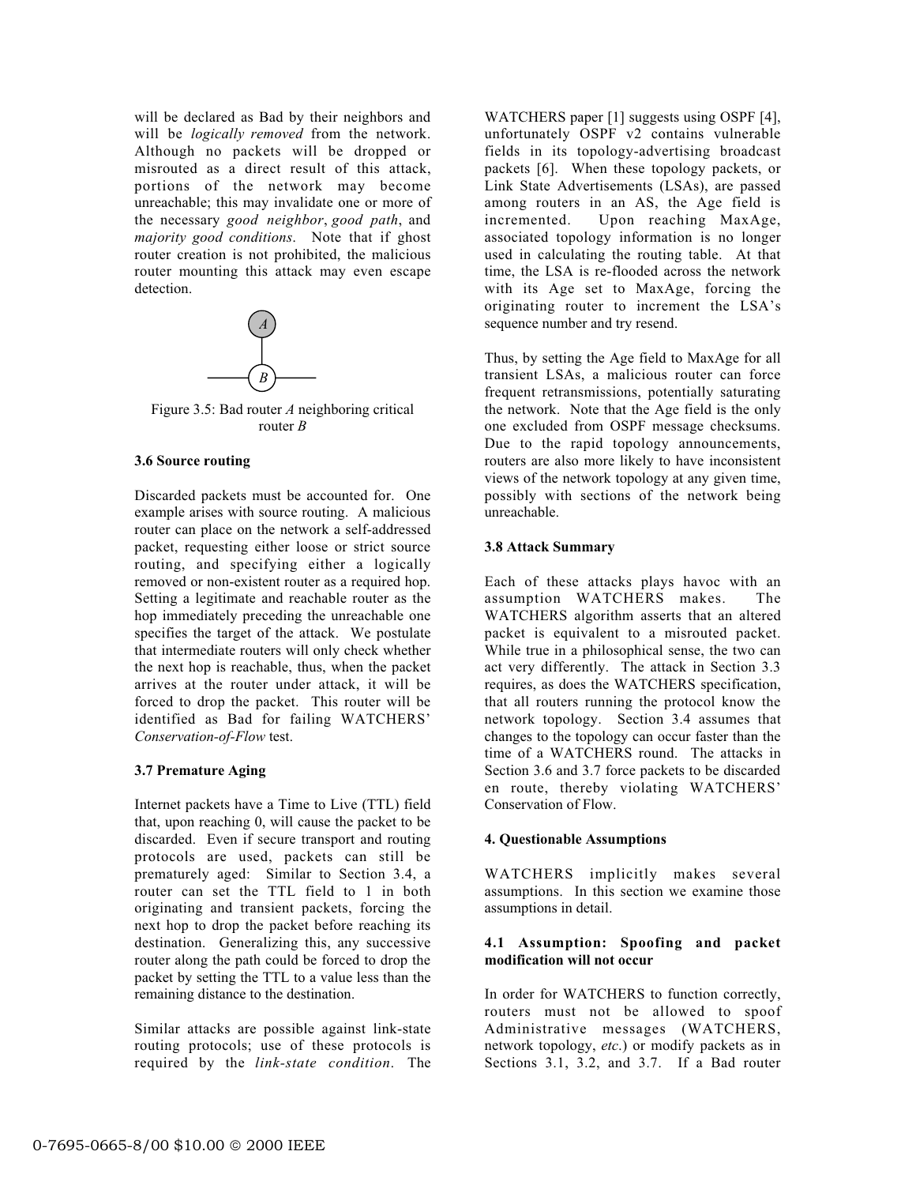will be declared as Bad by their neighbors and will be *logically removed* from the network. Although no packets will be dropped or misrouted as a direct result of this attack, portions of the network may become unreachable; this may invalidate one or more of the necessary *good neighbor*, *good path*, and *majority good conditions*. Note that if ghost router creation is not prohibited, the malicious router mounting this attack may even escape detection.

Figure 3.5: Bad router *A* neighboring critical router *B*

### 3.6 Source routing

Discarded packets must be accounted for. One example arises with source routing. A malicious router can place on the network a self-addressed packet, requesting either loose or strict source routing, and specifying either a logically removed or non-existent router as a required hop. Setting a legitimate and reachable router as the hop immediately preceding the unreachable one specifies the target of the attack. We postulate that intermediate routers will only check whether the next hop is reachable, thus, when the packet arrives at the router under attack, it will be forced to drop the packet. This router will be identified as Bad for failing WATCHERS' *Conservation-of-Flow* test.

### 3.7 Premature Aging

Internet packets have a Time to Live (TTL) field that, upon reaching 0, will cause the packet to be discarded. Even if secure transport and routing protocols are used, packets can still be prematurely aged: Similar to Section 3.4, a router can set the TTL field to 1 in both originating and transient packets, forcing the next hop to drop the packet before reaching its destination. Generalizing this, any successive router along the path could be forced to drop the packet by setting the TTL to a value less than the remaining distance to the destination.

Similar attacks are possible against link-state routing protocols; use of these protocols is required by the *link-state condition*. The WATCHERS paper [1] suggests using OSPF [4], unfortunately OSPF v2 contains vulnerable fields in its topology-advertising broadcast packets [6]. When these topology packets, or Link State Advertisements (LSAs), are passed among routers in an AS, the Age field is incremented. Upon reaching MaxAge, associated topology information is no longer used in calculating the routing table. At that time, the LSA is re-flooded across the network with its Age set to MaxAge, forcing the originating router to increment the LSA's sequence number and try resend.

Thus, by setting the Age field to MaxAge for all transient LSAs, a malicious router can force frequent retransmissions, potentially saturating the network. Note that the Age field is the only one excluded from OSPF message checksums. Due to the rapid topology announcements, routers are also more likely to have inconsistent views of the network topology at any given time, possibly with sections of the network being unreachable.

### 3.8 Attack Summary

Each of these attacks plays havoc with an assumption WATCHERS makes. The WATCHERS algorithm asserts that an altered packet is equivalent to a misrouted packet. While true in a philosophical sense, the two can act very differently. The attack in Section 3.3 requires, as does the WATCHERS specification, that all routers running the protocol know the network topology. Section 3.4 assumes that changes to the topology can occur faster than the time of a WATCHERS round. The attacks in Section 3.6 and 3.7 force packets to be discarded en route, thereby violating WATCHERS' Conservation of Flow.

## 4. Questionable Assumptions

WATCHERS implicitly makes several assumptions. In this section we examine those assumptions in detail.

### 4.1 Assumption: Spoofing and packet modification will not occur

In order for WATCHERS to function correctly, routers must not be allowed to spoof Administrative messages (WATCHERS, network topology, *etc.*) or modify packets as in Sections 3.1, 3.2, and 3.7. If a Bad router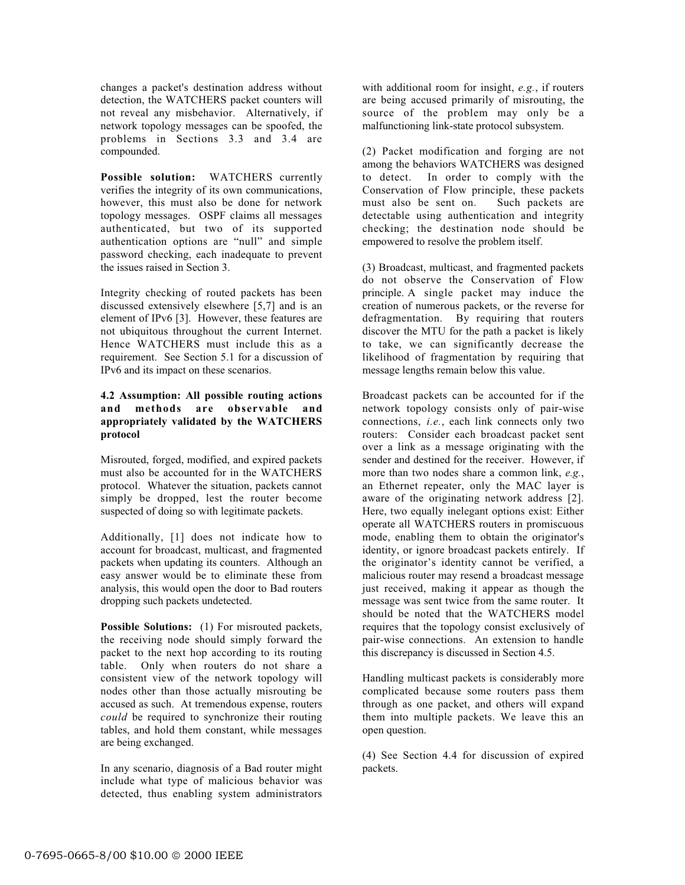changes a packet's destination address without detection, the WATCHERS packet counters will not reveal any misbehavior. Alternatively, if network topology messages can be spoofed, the problems in Sections 3.3 and 3.4 are compounded.

**Possible solution:** WATCHERS currently verifies the integrity of its own communications, however, this must also be done for network topology messages. OSPF claims all messages authenticated, but two of its supported authentication options are "null" and simple password checking, each inadequate to prevent the issues raised in Section 3.

Integrity checking of routed packets has been discussed extensively elsewhere [5,7] and is an element of IPv6 [3]. However, these features are not ubiquitous throughout the current Internet. Hence WATCHERS must include this as a requirement. See Section 5.1 for a discussion of IPv6 and its impact on these scenarios.

#### 4.2 Assumption: All possible routing actions and methods are observable and appropriately validated by the WATCHERS protocol

Misrouted, forged, modified, and expired packets must also be accounted for in the WATCHERS protocol. Whatever the situation, packets cannot simply be dropped, lest the router become suspected of doing so with legitimate packets.

Additionally, [1] does not indicate how to account for broadcast, multicast, and fragmented packets when updating its counters. Although an easy answer would be to eliminate these from analysis, this would open the door to Bad routers dropping such packets undetected.

**Possible Solutions:** (1) For misrouted packets, the receiving node should simply forward the packet to the next hop according to its routing table. Only when routers do not share a consistent view of the network topology will nodes other than those actually misrouting be accused as such. At tremendous expense, routers *could* be required to synchronize their routing tables, and hold them constant, while messages are being exchanged.

In any scenario, diagnosis of a Bad router might include what type of malicious behavior was detected, thus enabling system administrators with additional room for insight, *e.g.*, if routers are being accused primarily of misrouting, the source of the problem may only be a malfunctioning link-state protocol subsystem.

(2) Packet modification and forging are not among the behaviors WATCHERS was designed to detect. In order to comply with the Conservation of Flow principle, these packets must also be sent on. Such packets are detectable using authentication and integrity checking; the destination node should be empowered to resolve the problem itself.

(3) Broadcast, multicast, and fragmented packets do not observe the Conservation of Flow principle. A single packet may induce the creation of numerous packets, or the reverse for defragmentation. By requiring that routers discover the MTU for the path a packet is likely to take, we can significantly decrease the likelihood of fragmentation by requiring that message lengths remain below this value.

Broadcast packets can be accounted for if the network topology consists only of pair-wise connections, *i.e.*, each link connects only two routers: Consider each broadcast packet sent over a link as a message originating with the sender and destined for the receiver. However, if more than two nodes share a common link, *e.g.*, an Ethernet repeater, only the MAC layer is aware of the originating network address [2]. Here, two equally inelegant options exist: Either operate all WATCHERS routers in promiscuous mode, enabling them to obtain the originator's identity, or ignore broadcast packets entirely. If the originator's identity cannot be verified, a malicious router may resend a broadcast message just received, making it appear as though the message was sent twice from the same router. It should be noted that the WATCHERS model requires that the topology consist exclusively of pair-wise connections. An extension to handle this discrepancy is discussed in Section 4.5.

Handling multicast packets is considerably more complicated because some routers pass them through as one packet, and others will expand them into multiple packets. We leave this an open question.

(4) See Section 4.4 for discussion of expired packets.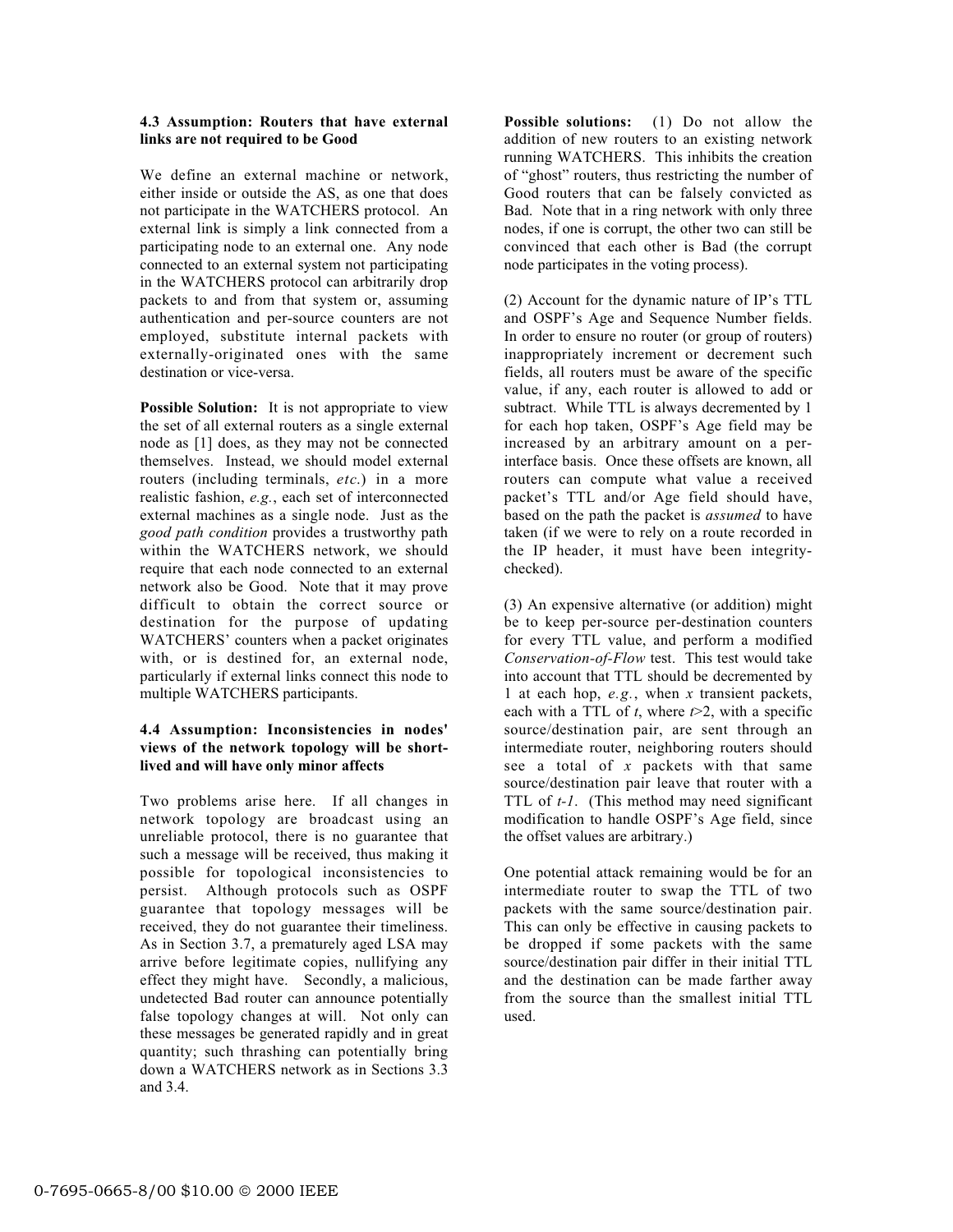### 4.3 Assumption: Routers that have external links are not required to be Good

We define an external machine or network, either inside or outside the AS, as one that does not participate in the WATCHERS protocol. An external link is simply a link connected from a participating node to an external one. Any node connected to an external system not participating in the WATCHERS protocol can arbitrarily drop packets to and from that system or, assuming authentication and per-source counters are not employed, substitute internal packets with externally-originated ones with the same destination or vice-versa.

**Possible Solution:** It is not appropriate to view the set of all external routers as a single external node as [1] does, as they may not be connected themselves. Instead, we should model external routers (including terminals, *etc.*) in a more realistic fashion, *e.g.*, each set of interconnected external machines as a single node. Just as the *good path condition* provides a trustworthy path within the WATCHERS network, we should require that each node connected to an external network also be Good. Note that it may prove difficult to obtain the correct source or destination for the purpose of updating WATCHERS' counters when a packet originates with, or is destined for, an external node, particularly if external links connect this node to multiple WATCHERS participants.

### 4.4 Assumption: Inconsistencies in nodes' views of the network topology will be short-lived and will have only minor affects

Two problems arise here. If all changes in network topology are broadcast using an unreliable protocol, there is no guarantee that such a message will be received, thus making it possible for topological inconsistencies to persist. Although protocols such as OSPF guarantee that topology messages will be received, they do not guarantee their timeliness. As in Section 3.7, a prematurely aged LSA may arrive before legitimate copies, nullifying any effect they might have. Secondly, a malicious, undetected Bad router can announce potentially false topology changes at will. Not only can these messages be generated rapidly and in great quantity; such thrashing can potentially bring down a WATCHERS network as in Sections 3.3 and 3.4.

**Possible solutions:** (1) Do not allow the addition of new routers to an existing network running WATCHERS. This inhibits the creation of "ghost" routers, thus restricting the number of Good routers that can be falsely convicted as Bad. Note that in a ring network with only three nodes, if one is corrupt, the other two can still be convinced that each other is Bad (the corrupt node participates in the voting process).

(2) Account for the dynamic nature of IP's TTL and OSPF's Age and Sequence Number fields. In order to ensure no router (or group of routers) inappropriately increment or decrement such fields, all routers must be aware of the specific value, if any, each router is allowed to add or subtract. While TTL is always decremented by 1 for each hop taken, OSPF's Age field may be increased by an arbitrary amount on a per-interface basis. Once these offsets are known, all routers can compute what value a received packet's TTL and/or Age field should have, based on the path the packet is *assumed* to have taken (if we were to rely on a route recorded in the IP header, it must have been integrity-checked).

(3) An expensive alternative (or addition) might be to keep per-source per-destination counters for every TTL value, and perform a modified *Conservation-of-Flow* test. This test would take into account that TTL should be decremented by 1 at each hop, *e.g.*, when $x$ transient packets, each with a TTL of $t$, where $t>2$, with a specific source/destination pair, are sent through an intermediate router, neighboring routers should see a total of $x$ packets with that same source/destination pair leave that router with a TTL of $t-1$. (This method may need significant modification to handle OSPF's Age field, since the offset values are arbitrary.)

One potential attack remaining would be for an intermediate router to swap the TTL of two packets with the same source/destination pair. This can only be effective in causing packets to be dropped if some packets with the same source/destination pair differ in their initial TTL and the destination can be made farther away from the source than the smallest initial TTL used.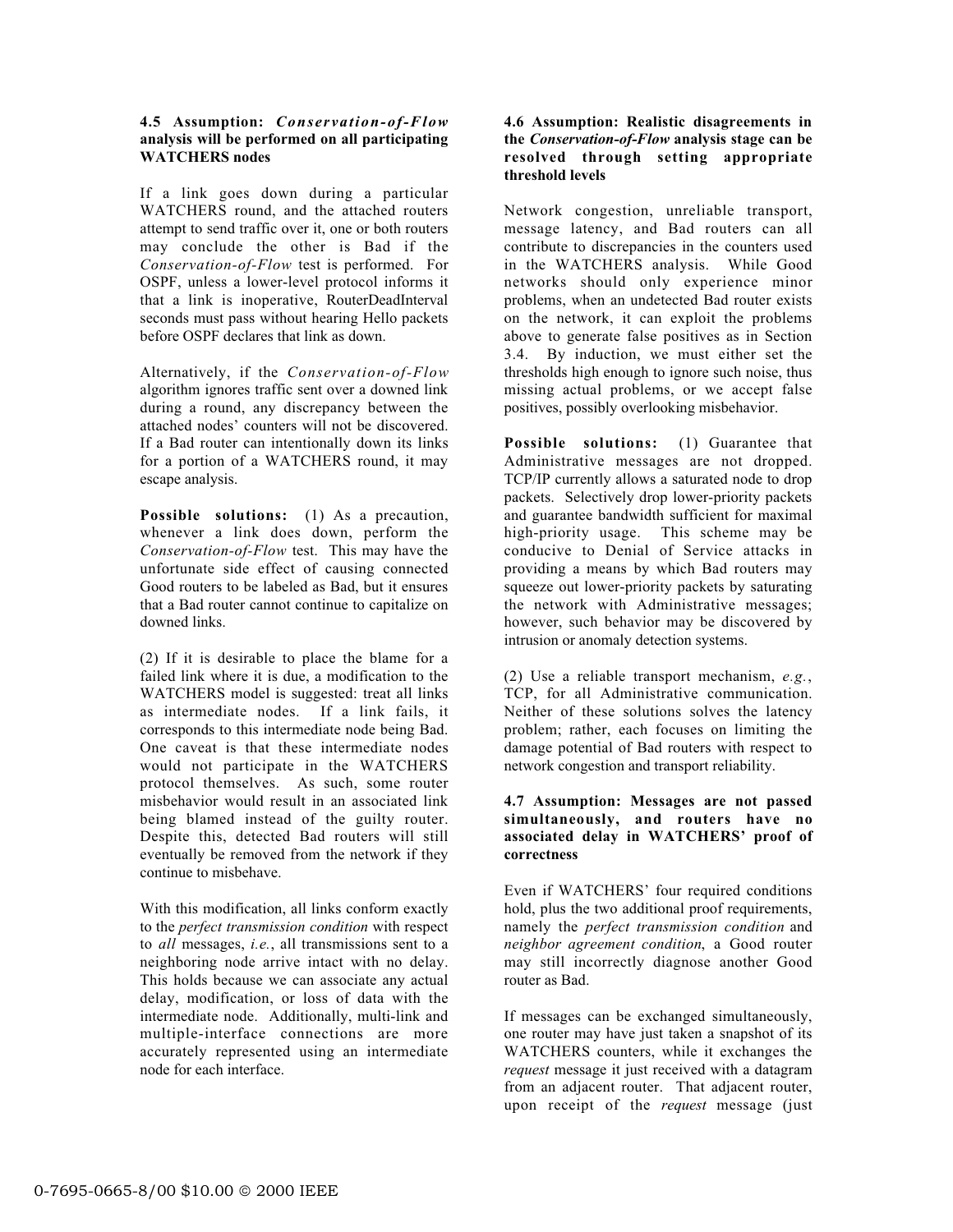### 4.5 Assumption: *Conservation-of-Flow* analysis will be performed on all participating WATCHERS nodes

If a link goes down during a particular WATCHERS round, and the attached routers attempt to send traffic over it, one or both routers may conclude the other is Bad if the *Conservation-of-Flow* test is performed. For OSPF, unless a lower-level protocol informs it that a link is inoperative, RouterDeadInterval seconds must pass without hearing Hello packets before OSPF declares that link as down.

Alternatively, if the *Conservation-of-Flow* algorithm ignores traffic sent over a downed link during a round, any discrepancy between the attached nodes' counters will not be discovered. If a Bad router can intentionally down its links for a portion of a WATCHERS round, it may escape analysis.

**Possible solutions:** (1) As a precaution, whenever a link does down, perform the *Conservation-of-Flow* test. This may have the unfortunate side effect of causing connected Good routers to be labeled as Bad, but it ensures that a Bad router cannot continue to capitalize on downed links.

(2) If it is desirable to place the blame for a failed link where it is due, a modification to the WATCHERS model is suggested: treat all links as intermediate nodes. If a link fails, it corresponds to this intermediate node being Bad. One caveat is that these intermediate nodes would not participate in the WATCHERS protocol themselves. As such, some router misbehavior would result in an associated link being blamed instead of the guilty router. Despite this, detected Bad routers will still eventually be removed from the network if they continue to misbehave.

With this modification, all links conform exactly to the *perfect transmission condition* with respect to *all* messages, *i.e.*, all transmissions sent to a neighboring node arrive intact with no delay. This holds because we can associate any actual delay, modification, or loss of data with the intermediate node. Additionally, multi-link and multiple-interface connections are more accurately represented using an intermediate node for each interface.

### 4.6 Assumption: Realistic disagreements in the *Conservation-of-Flow* analysis stage can be resolved through setting appropriate threshold levels

Network congestion, unreliable transport, message latency, and Bad routers can all contribute to discrepancies in the counters used in the WATCHERS analysis. While Good networks should only experience minor problems, when an undetected Bad router exists on the network, it can exploit the problems above to generate false positives as in Section 3.4. By induction, we must either set the thresholds high enough to ignore such noise, thus missing actual problems, or we accept false positives, possibly overlooking misbehavior.

**Possible solutions:** (1) Guarantee that Administrative messages are not dropped. TCP/IP currently allows a saturated node to drop packets. Selectively drop lower-priority packets and guarantee bandwidth sufficient for maximal high-priority usage. This scheme may be conducive to Denial of Service attacks in providing a means by which Bad routers may squeeze out lower-priority packets by saturating the network with Administrative messages; however, such behavior may be discovered by intrusion or anomaly detection systems.

(2) Use a reliable transport mechanism, *e.g.*, TCP, for all Administrative communication. Neither of these solutions solves the latency problem; rather, each focuses on limiting the damage potential of Bad routers with respect to network congestion and transport reliability.

### 4.7 Assumption: Messages are not passed simultaneously, and routers have no associated delay in WATCHERS' proof of correctness

Even if WATCHERS' four required conditions hold, plus the two additional proof requirements, namely the *perfect transmission condition* and *neighbor agreement condition*, a Good router may still incorrectly diagnose another Good router as Bad.

If messages can be exchanged simultaneously, one router may have just taken a snapshot of its WATCHERS counters, while it exchanges the *request* message it just received with a datagram from an adjacent router. That adjacent router, upon receipt of the *request* message (just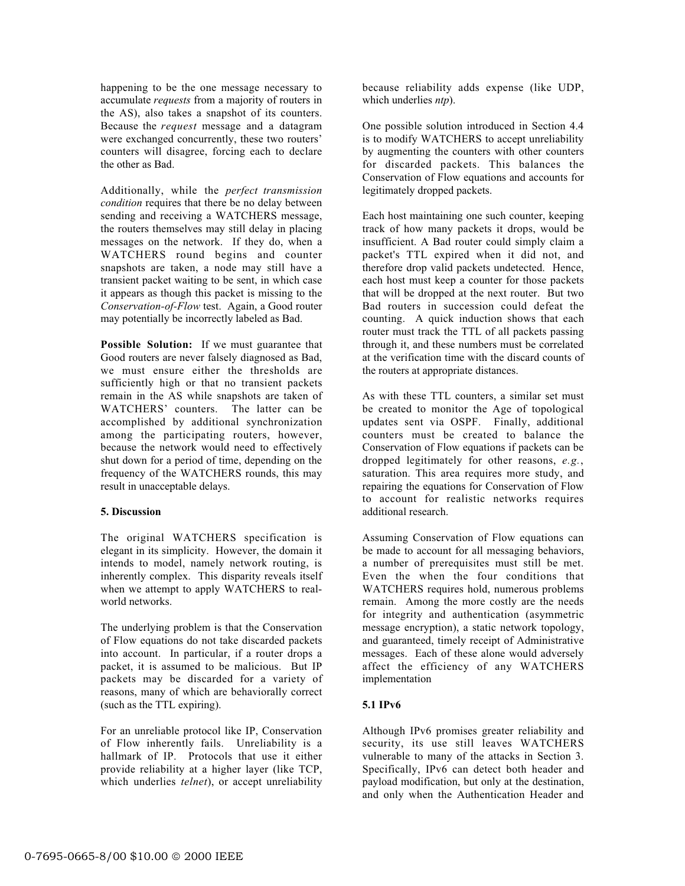happening to be the one message necessary to accumulate *requests* from a majority of routers in the AS), also takes a snapshot of its counters. Because the *request* message and a datagram were exchanged concurrently, these two routers' counters will disagree, forcing each to declare the other as Bad.

Additionally, while the *perfect transmission condition* requires that there be no delay between sending and receiving a WATCHERS message, the routers themselves may still delay in placing messages on the network. If they do, when a WATCHERS round begins and counter snapshots are taken, a node may still have a transient packet waiting to be sent, in which case it appears as though this packet is missing to the *Conservation-of-Flow* test. Again, a Good router may potentially be incorrectly labeled as Bad.

**Possible Solution:** If we must guarantee that Good routers are never falsely diagnosed as Bad, we must ensure either the thresholds are sufficiently high or that no transient packets remain in the AS while snapshots are taken of WATCHERS' counters. The latter can be accomplished by additional synchronization among the participating routers, however, because the network would need to effectively shut down for a period of time, depending on the frequency of the WATCHERS rounds, this may result in unacceptable delays.

**5. Discussion**

The original WATCHERS specification is elegant in its simplicity. However, the domain it intends to model, namely network routing, is inherently complex. This disparity reveals itself when we attempt to apply WATCHERS to real-world networks.

The underlying problem is that the Conservation of Flow equations do not take discarded packets into account. In particular, if a router drops a packet, it is assumed to be malicious. But IP packets may be discarded for a variety of reasons, many of which are behaviorally correct (such as the TTL expiring).

For an unreliable protocol like IP, Conservation of Flow inherently fails. Unreliability is a hallmark of IP. Protocols that use it either provide reliability at a higher layer (like TCP, which underlies *telnet*), or accept unreliability because reliability adds expense (like UDP, which underlies *ntp*).

One possible solution introduced in Section 4.4 is to modify WATCHERS to accept unreliability by augmenting the counters with other counters for discarded packets. This balances the Conservation of Flow equations and accounts for legitimately dropped packets.

Each host maintaining one such counter, keeping track of how many packets it drops, would be insufficient. A Bad router could simply claim a packet's TTL expired when it did not, and therefore drop valid packets undetected. Hence, each host must keep a counter for those packets that will be dropped at the next router. But two Bad routers in succession could defeat the counting. A quick induction shows that each router must track the TTL of all packets passing through it, and these numbers must be correlated at the verification time with the discard counts of the routers at appropriate distances.

As with these TTL counters, a similar set must be created to monitor the Age of topological updates sent via OSPF. Finally, additional counters must be created to balance the Conservation of Flow equations if packets can be dropped legitimately for other reasons, *e.g.*, saturation. This area requires more study, and repairing the equations for Conservation of Flow to account for realistic networks requires additional research.

Assuming Conservation of Flow equations can be made to account for all messaging behaviors, a number of prerequisites must still be met. Even the when the four conditions that WATCHERS requires hold, numerous problems remain. Among the more costly are the needs for integrity and authentication (asymmetric message encryption), a static network topology, and guaranteed, timely receipt of Administrative messages. Each of these alone would adversely affect the efficiency of any WATCHERS implementation

**5.1 IPv6**

Although IPv6 promises greater reliability and security, its use still leaves WATCHERS vulnerable to many of the attacks in Section 3. Specifically, IPv6 can detect both header and payload modification, but only at the destination, and only when the Authentication Header and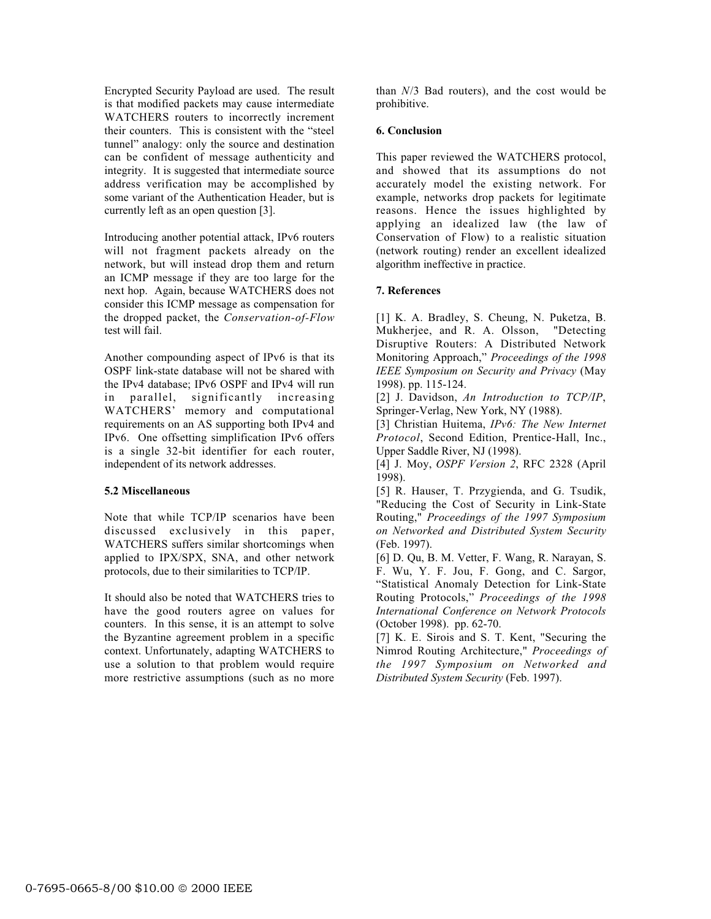Encrypted Security Payload are used. The result is that modified packets may cause intermediate WATCHERS routers to incorrectly increment their counters. This is consistent with the "steel tunnel" analogy: only the source and destination can be confident of message authenticity and integrity. It is suggested that intermediate source address verification may be accomplished by some variant of the Authentication Header, but is currently left as an open question [3].

Introducing another potential attack, IPv6 routers will not fragment packets already on the network, but will instead drop them and return an ICMP message if they are too large for the next hop. Again, because WATCHERS does not consider this ICMP message as compensation for the dropped packet, the *Conservation-of-Flow* test will fail.

Another compounding aspect of IPv6 is that its OSPF link-state database will not be shared with the IPv4 database; IPv6 OSPF and IPv4 will run in parallel, significantly increasing WATCHERS' memory and computational requirements on an AS supporting both IPv4 and IPv6. One offsetting simplification IPv6 offers is a single 32-bit identifier for each router, independent of its network addresses.

### 5.2 Miscellaneous

Note that while TCP/IP scenarios have been discussed exclusively in this paper, WATCHERS suffers similar shortcomings when applied to IPX/SPX, SNA, and other network protocols, due to their similarities to TCP/IP.

It should also be noted that WATCHERS tries to have the good routers agree on values for counters. In this sense, it is an attempt to solve the Byzantine agreement problem in a specific context. Unfortunately, adapting WATCHERS to use a solution to that problem would require more restrictive assumptions (such as no more than $N/3$ Bad routers), and the cost would be prohibitive.

## 6. Conclusion

This paper reviewed the WATCHERS protocol, and showed that its assumptions do not accurately model the existing network. For example, networks drop packets for legitimate reasons. Hence the issues highlighted by applying an idealized law (the law of Conservation of Flow) to a realistic situation (network routing) render an excellent idealized algorithm ineffective in practice.

## 7. References

[1] K. A. Bradley, S. Cheung, N. Puketza, B. Mukherjee, and R. A. Olsson, "Detecting Disruptive Routers: A Distributed Network Monitoring Approach," *Proceedings of the 1998 IEEE Symposium on Security and Privacy* (May 1998). pp. 115-124.

[2] J. Davidson, *An Introduction to TCP/IP*, Springer-Verlag, New York, NY (1988).

[3] Christian Huitema, *IPv6: The New Internet Protocol*, Second Edition, Prentice-Hall, Inc., Upper Saddle River, NJ (1998).

[4] J. Moy, *OSPF Version 2*, RFC 2328 (April 1998).

[5] R. Hauser, T. Przygienda, and G. Tsudik, "Reducing the Cost of Security in Link-State Routing," *Proceedings of the 1997 Symposium on Networked and Distributed System Security* (Feb. 1997).

[6] D. Qu, B. M. Vetter, F. Wang, R. Narayan, S. F. Wu, Y. F. Jou, F. Gong, and C. Sargor, "Statistical Anomaly Detection for Link-State Routing Protocols," *Proceedings of the 1998 International Conference on Network Protocols* (October 1998). pp. 62-70.

[7] K. E. Sirois and S. T. Kent, "Securing the Nimrod Routing Architecture," *Proceedings of the 1997 Symposium on Networked and Distributed System Security* (Feb. 1997).